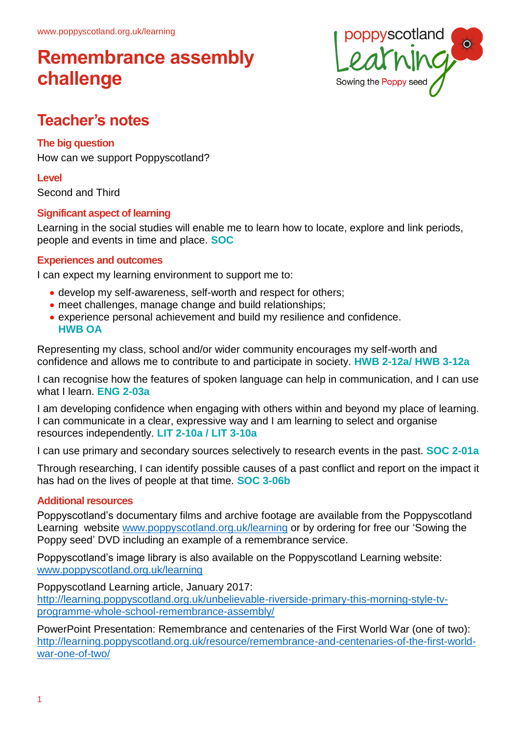www.poppyscotland.org.uk/learning

# Remembrance assembly challenge

## Teacher's notes

### The big question

How can we support Poppyscotland?

### Level

Second and Third

### Significant aspect of learning

Learning in the social studies will enable me to learn how to locate, explore and link periods, people and events in time and place. **SOC**

### Experiences and outcomes

I can expect my learning environment to support me to:

- develop my self-awareness, self-worth and respect for others;
- meet challenges, manage change and build relationships;
- experience personal achievement and build my resilience and confidence. **HWB OA**

Representing my class, school and/or wider community encourages my self-worth and confidence and allows me to contribute to and participate in society. **HWB 2-12a/ HWB 3-12a**

I can recognise how the features of spoken language can help in communication, and I can use what I learn. **ENG 2-03a**

I am developing confidence when engaging with others within and beyond my place of learning. I can communicate in a clear, expressive way and I am learning to select and organise resources independently. **LIT 2-10a / LIT 3-10a**

I can use primary and secondary sources selectively to research events in the past. **SOC 2-01a**

Through researching, I can identify possible causes of a past conflict and report on the impact it has had on the lives of people at that time. **SOC 3-06b**

### Additional resources

Poppyscotland's documentary films and archive footage are available from the Poppyscotland Learning website www.poppyscotland.org.uk/learning or by ordering for free our 'Sowing the Poppy seed' DVD including an example of a remembrance service.

Poppyscotland's image library is also available on the Poppyscotland Learning website: www.poppyscotland.org.uk/learning

Poppyscotland Learning article, January 2017: http://learning.poppyscotland.org.uk/unbelievable-riverside-primary-this-morning-style-tv-programme-whole-school-remembrance-assembly/

PowerPoint Presentation: Remembrance and centenaries of the First World War (one of two): http://learning.poppyscotland.org.uk/resource/remembrance-and-centenaries-of-the-first-world-war-one-of-two/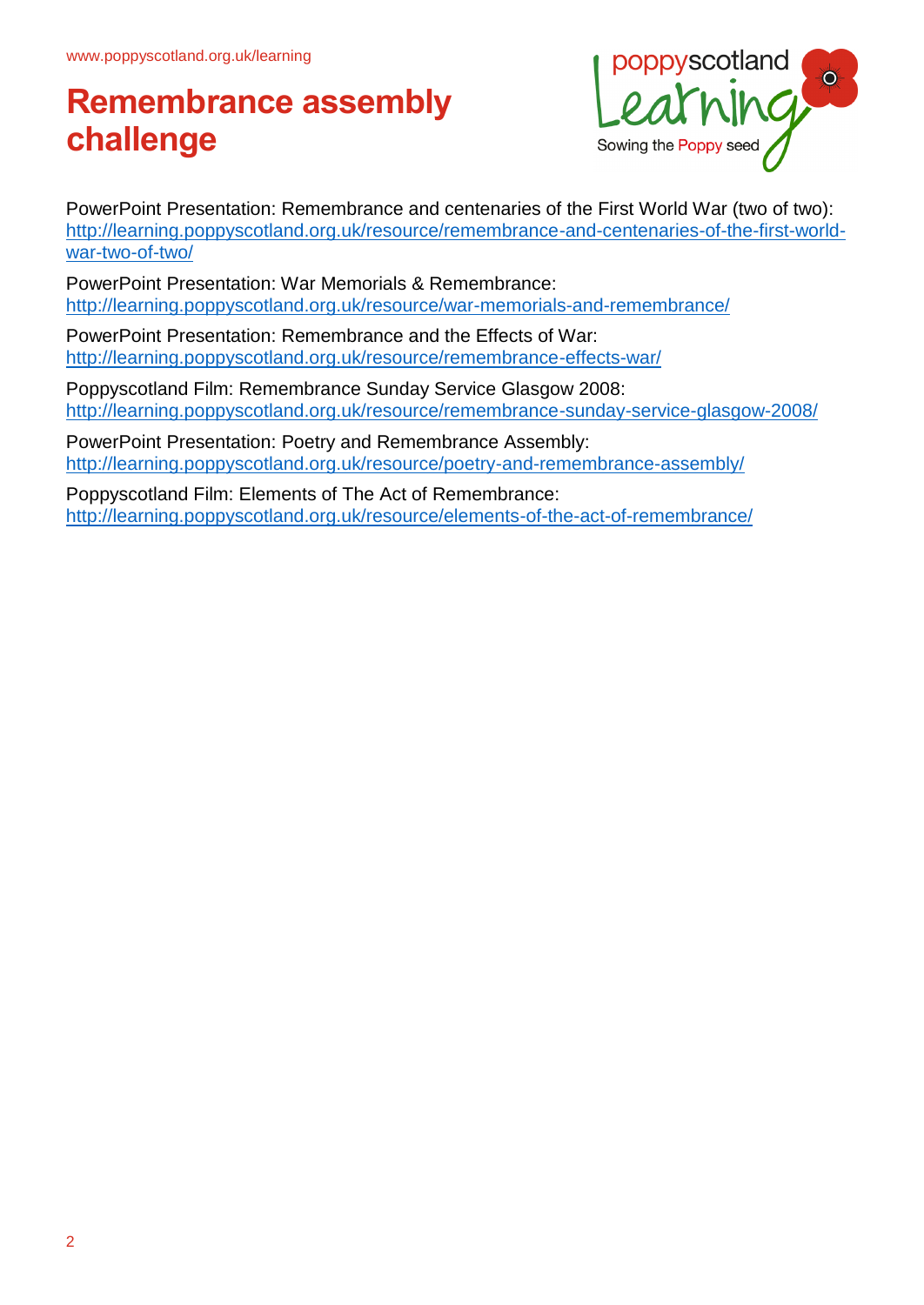# Remembrance assembly challenge

PowerPoint Presentation: Remembrance and centenaries of the First World War (two of two): http://learning.poppyscotland.org.uk/resource/remembrance-and-centenaries-of-the-first-world-war-two-of-two/

PowerPoint Presentation: War Memorials & Remembrance: http://learning.poppyscotland.org.uk/resource/war-memorials-and-remembrance/

PowerPoint Presentation: Remembrance and the Effects of War: http://learning.poppyscotland.org.uk/resource/remembrance-effects-war/

Poppyscotland Film: Remembrance Sunday Service Glasgow 2008: http://learning.poppyscotland.org.uk/resource/remembrance-sunday-service-glasgow-2008/

PowerPoint Presentation: Poetry and Remembrance Assembly: http://learning.poppyscotland.org.uk/resource/poetry-and-remembrance-assembly/

Poppyscotland Film: Elements of The Act of Remembrance: http://learning.poppyscotland.org.uk/resource/elements-of-the-act-of-remembrance/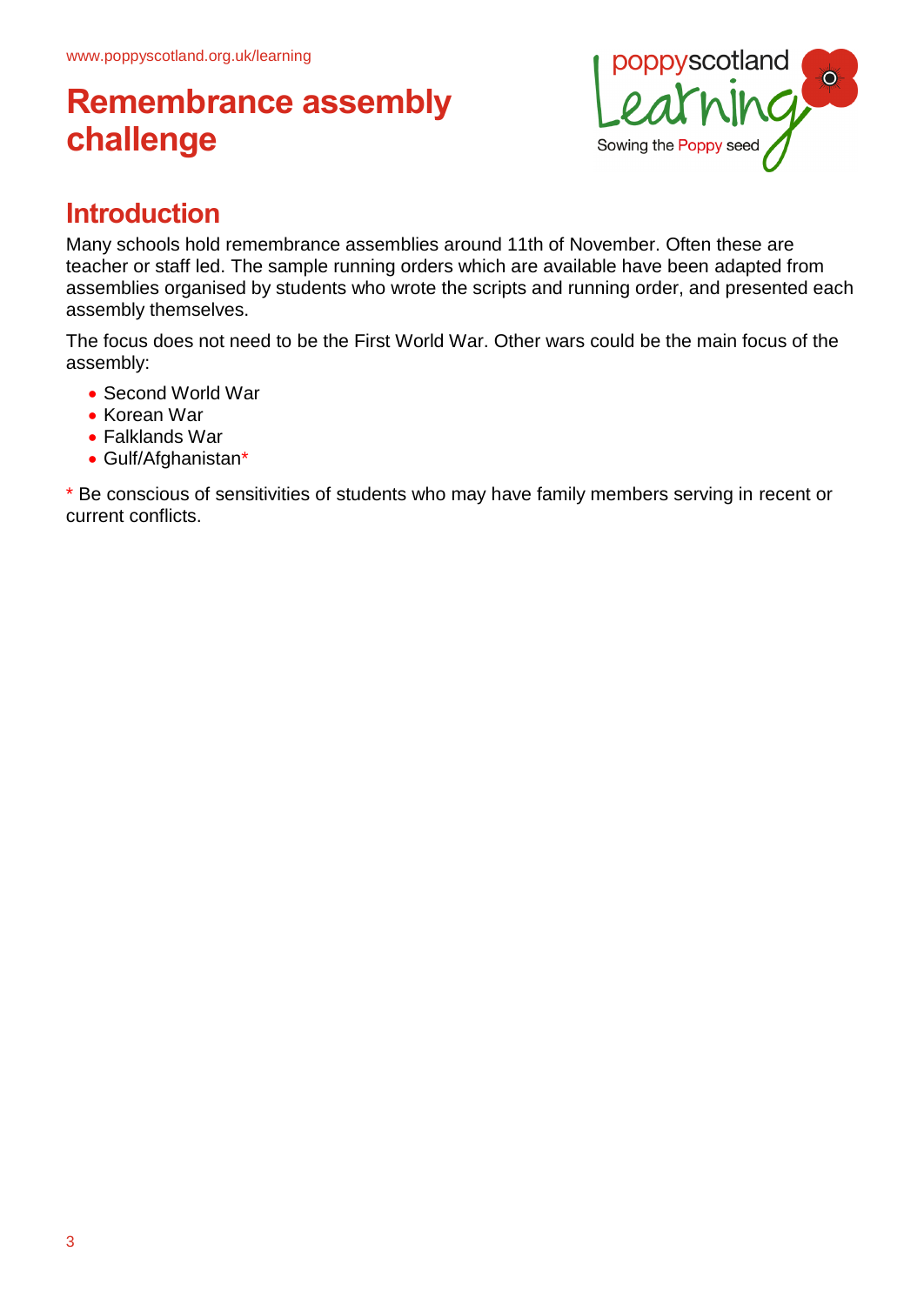# Remembrance assembly challenge

## Introduction

Many schools hold remembrance assemblies around 11th of November. Often these are teacher or staff led. The sample running orders which are available have been adapted from assemblies organised by students who wrote the scripts and running order, and presented each assembly themselves.

The focus does not need to be the First World War. Other wars could be the main focus of the assembly:

- Second World War
- Korean War
- Falklands War
- Gulf/Afghanistan*

* Be conscious of sensitivities of students who may have family members serving in recent or current conflicts.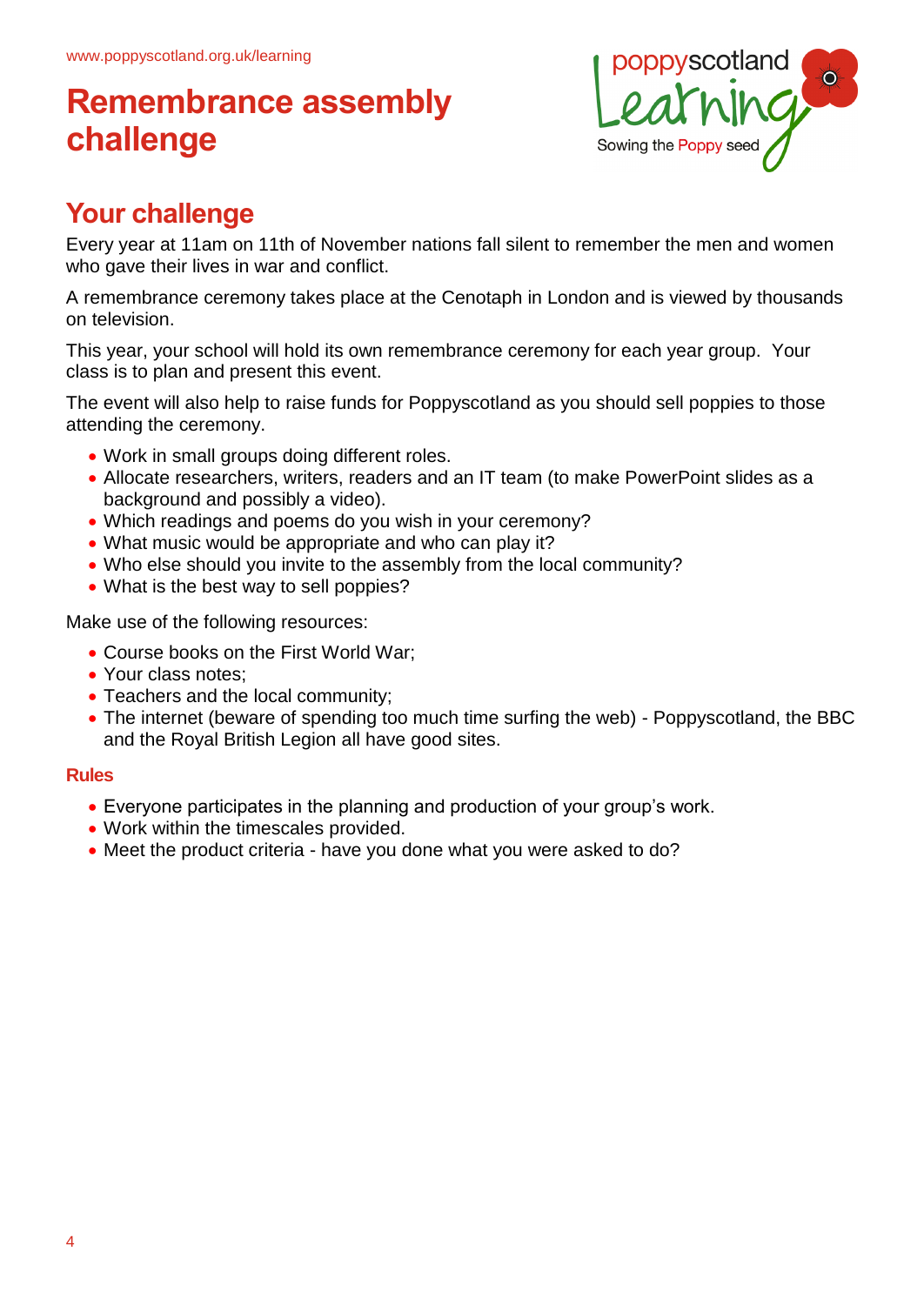www.poppyscotland.org.uk/learning

# Remembrance assembly challenge

## Your challenge

Every year at 11am on 11th of November nations fall silent to remember the men and women who gave their lives in war and conflict.

A remembrance ceremony takes place at the Cenotaph in London and is viewed by thousands on television.

This year, your school will hold its own remembrance ceremony for each year group. Your class is to plan and present this event.

The event will also help to raise funds for Poppyscotland as you should sell poppies to those attending the ceremony.

- Work in small groups doing different roles.
- Allocate researchers, writers, readers and an IT team (to make PowerPoint slides as a background and possibly a video).
- Which readings and poems do you wish in your ceremony?
- What music would be appropriate and who can play it?
- Who else should you invite to the assembly from the local community?
- What is the best way to sell poppies?

Make use of the following resources:

- Course books on the First World War;
- Your class notes;
- Teachers and the local community;
- The internet (beware of spending too much time surfing the web) - Poppyscotland, the BBC and the Royal British Legion all have good sites.

### Rules

- Everyone participates in the planning and production of your group's work.
- Work within the timescales provided.
- Meet the product criteria - have you done what you were asked to do?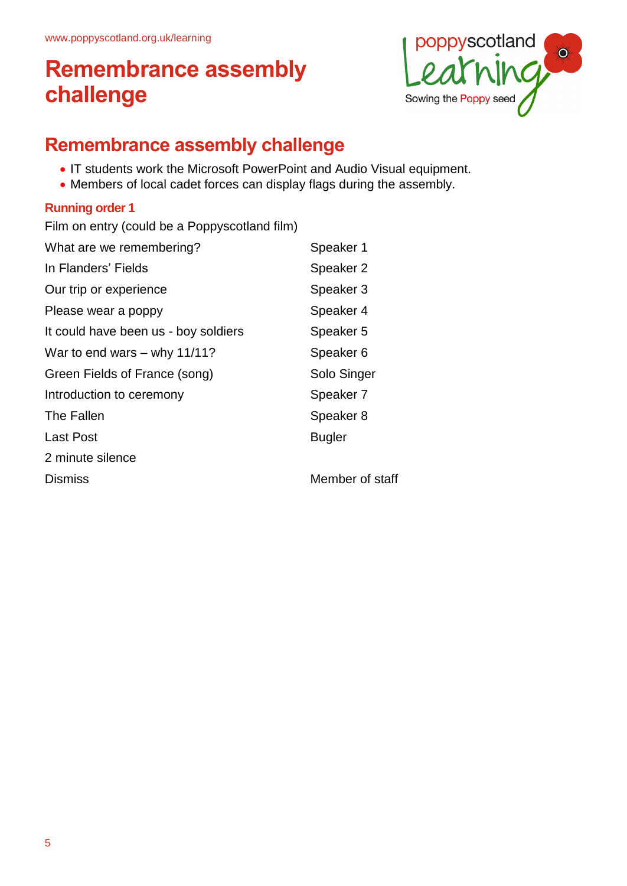# Remembrance assembly challenge

## Remembrance assembly challenge

- IT students work the Microsoft PowerPoint and Audio Visual equipment.
- Members of local cadet forces can display flags during the assembly.

### Running order 1

| | |
|---|---|
| Film on entry (could be a Poppyscotland film) | |
| What are we remembering? | Speaker 1 |
| In Flanders' Fields | Speaker 2 |
| Our trip or experience | Speaker 3 |
| Please wear a poppy | Speaker 4 |
| It could have been us - boy soldiers | Speaker 5 |
| War to end wars – why 11/11? | Speaker 6 |
| Green Fields of France (song) | Solo Singer |
| Introduction to ceremony | Speaker 7 |
| The Fallen | Speaker 8 |
| Last Post | Bugler |
| 2 minute silence | |
| Dismiss | Member of staff |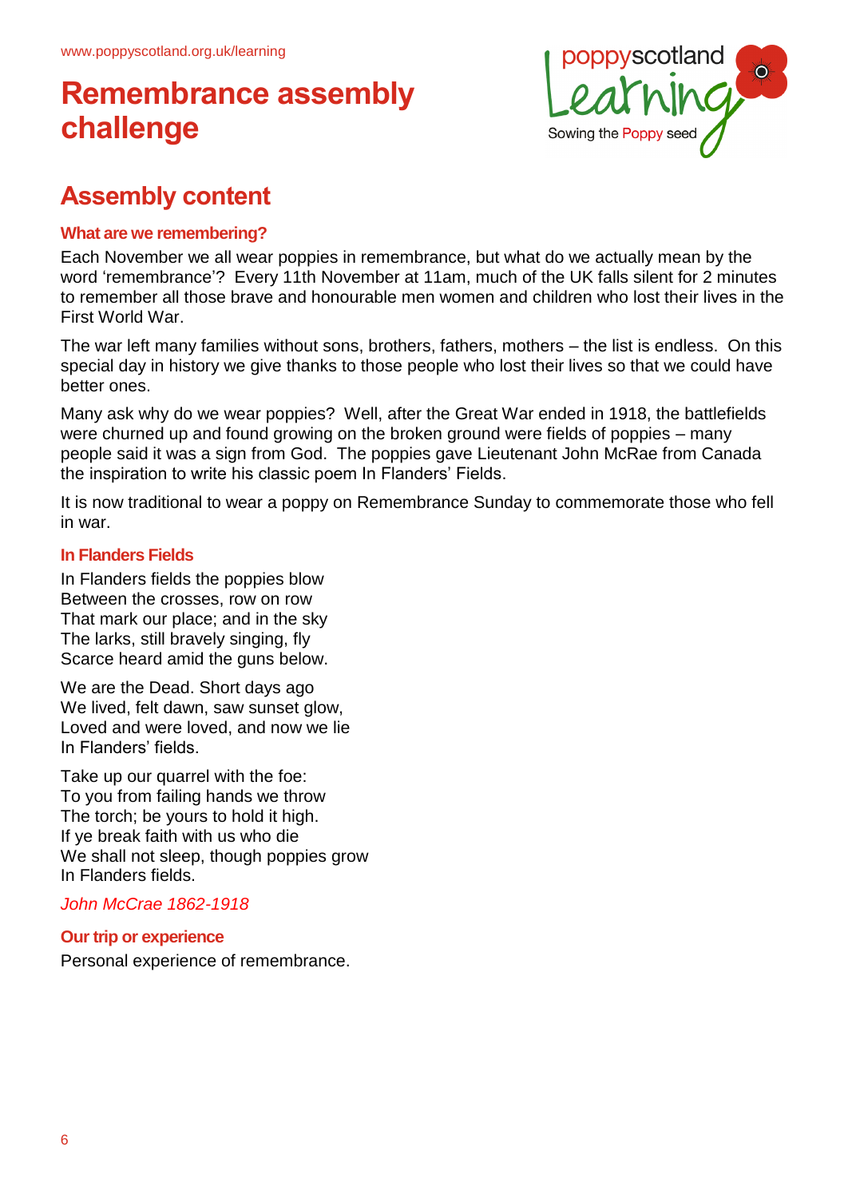www.poppyscotland.org.uk/learning

# Remembrance assembly challenge

poppyscotland Learning — Sowing the Poppy seed

## Assembly content

### What are we remembering?

Each November we all wear poppies in remembrance, but what do we actually mean by the word 'remembrance'? Every 11th November at 11am, much of the UK falls silent for 2 minutes to remember all those brave and honourable men women and children who lost their lives in the First World War.

The war left many families without sons, brothers, fathers, mothers – the list is endless. On this special day in history we give thanks to those people who lost their lives so that we could have better ones.

Many ask why do we wear poppies? Well, after the Great War ended in 1918, the battlefields were churned up and found growing on the broken ground were fields of poppies – many people said it was a sign from God. The poppies gave Lieutenant John McRae from Canada the inspiration to write his classic poem In Flanders' Fields.

It is now traditional to wear a poppy on Remembrance Sunday to commemorate those who fell in war.

### In Flanders Fields

In Flanders fields the poppies blow
Between the crosses, row on row
That mark our place; and in the sky
The larks, still bravely singing, fly
Scarce heard amid the guns below.

We are the Dead. Short days ago
We lived, felt dawn, saw sunset glow,
Loved and were loved, and now we lie
In Flanders' fields.

Take up our quarrel with the foe:
To you from failing hands we throw
The torch; be yours to hold it high.
If ye break faith with us who die
We shall not sleep, though poppies grow
In Flanders fields.

*John McCrae 1862-1918*

### Our trip or experience

Personal experience of remembrance.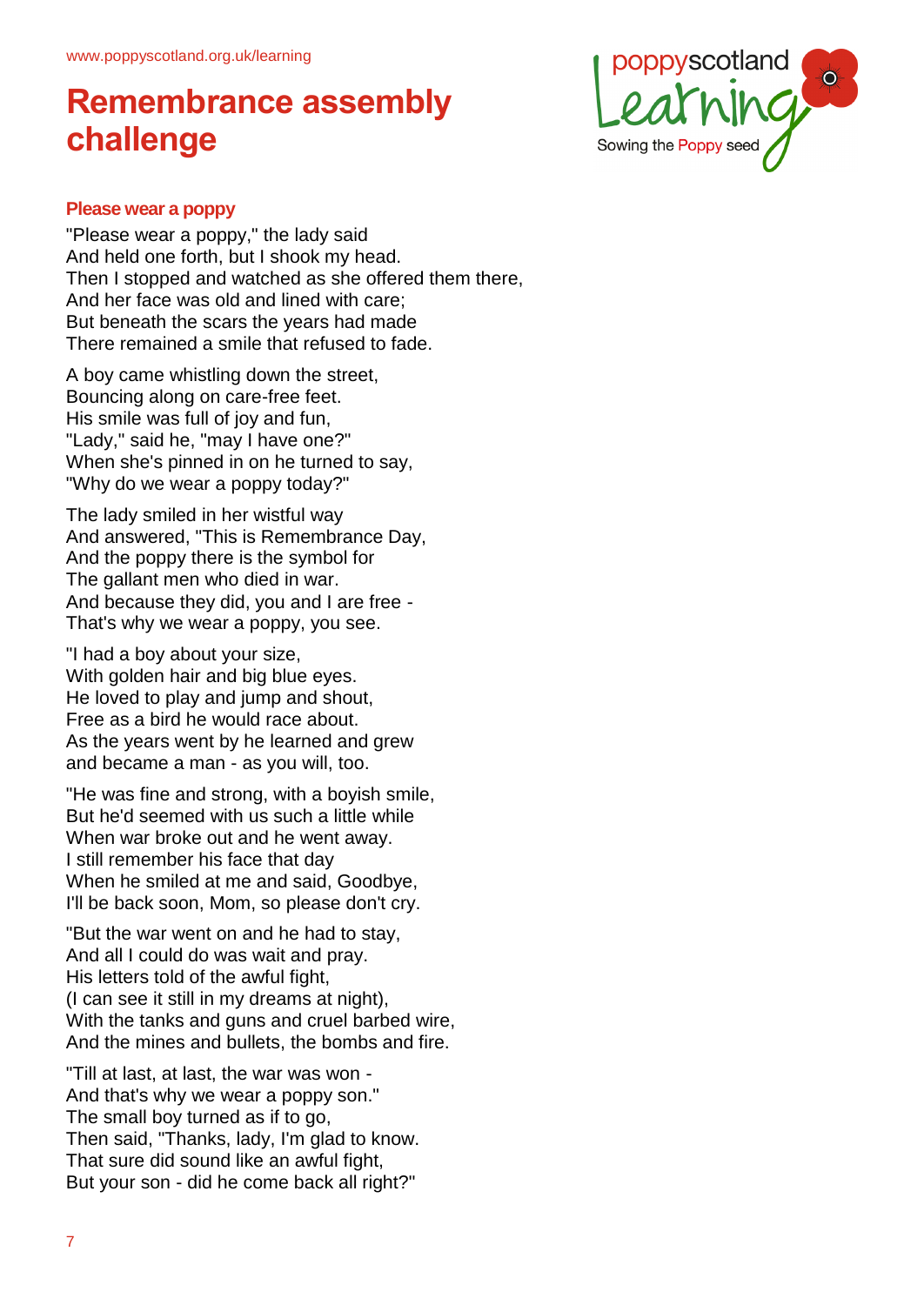# Remembrance assembly challenge

### Please wear a poppy

"Please wear a poppy," the lady said  
And held one forth, but I shook my head.  
Then I stopped and watched as she offered them there,  
And her face was old and lined with care;  
But beneath the scars the years had made  
There remained a smile that refused to fade.

A boy came whistling down the street,  
Bouncing along on care-free feet.  
His smile was full of joy and fun,  
"Lady," said he, "may I have one?"  
When she's pinned in on he turned to say,  
"Why do we wear a poppy today?"

The lady smiled in her wistful way  
And answered, "This is Remembrance Day,  
And the poppy there is the symbol for  
The gallant men who died in war.  
And because they did, you and I are free -  
That's why we wear a poppy, you see.

"I had a boy about your size,  
With golden hair and big blue eyes.  
He loved to play and jump and shout,  
Free as a bird he would race about.  
As the years went by he learned and grew  
and became a man - as you will, too.

"He was fine and strong, with a boyish smile,  
But he'd seemed with us such a little while  
When war broke out and he went away.  
I still remember his face that day  
When he smiled at me and said, Goodbye,  
I'll be back soon, Mom, so please don't cry.

"But the war went on and he had to stay,  
And all I could do was wait and pray.  
His letters told of the awful fight,  
(I can see it still in my dreams at night),  
With the tanks and guns and cruel barbed wire,  
And the mines and bullets, the bombs and fire.

"Till at last, at last, the war was won -  
And that's why we wear a poppy son."  
The small boy turned as if to go,  
Then said, "Thanks, lady, I'm glad to know.  
That sure did sound like an awful fight,  
But your son - did he come back all right?"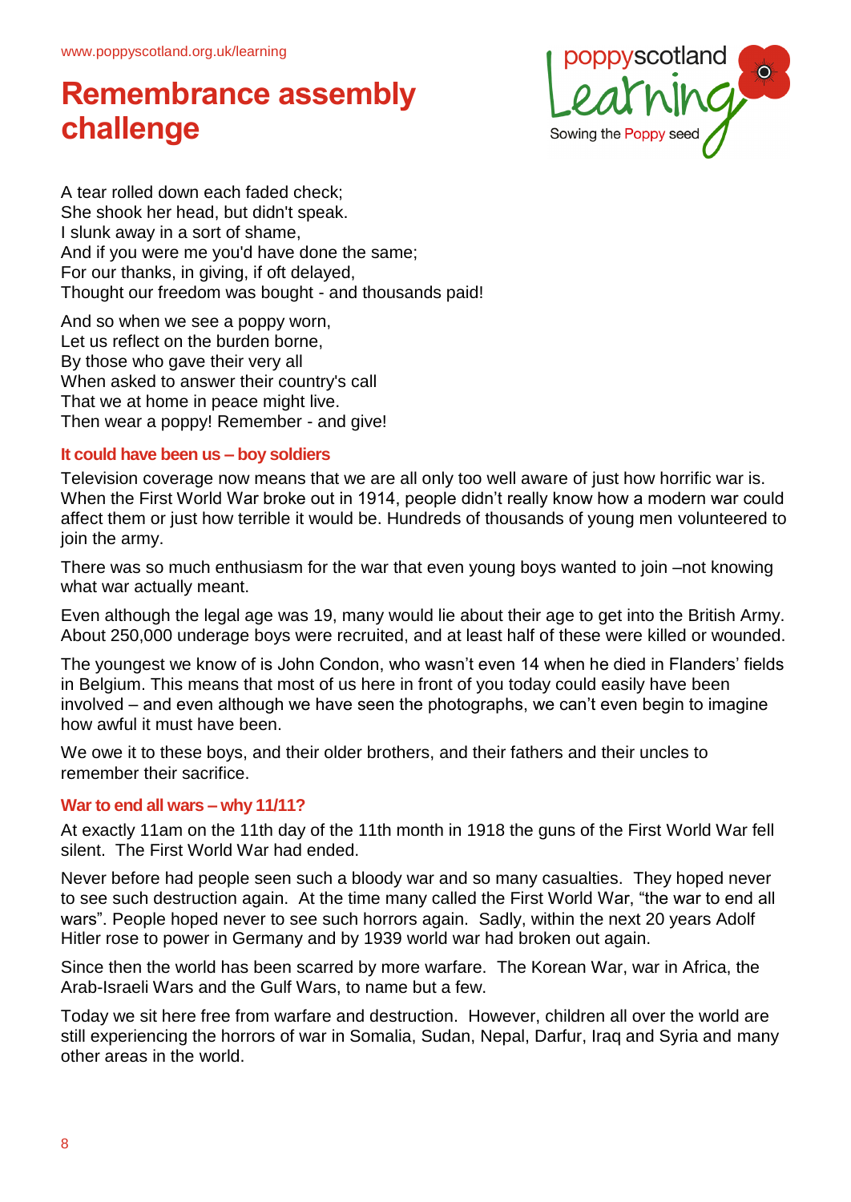# Remembrance assembly challenge

A tear rolled down each faded check;
She shook her head, but didn't speak.
I slunk away in a sort of shame,
And if you were me you'd have done the same;
For our thanks, in giving, if oft delayed,
Thought our freedom was bought - and thousands paid!

And so when we see a poppy worn,
Let us reflect on the burden borne,
By those who gave their very all
When asked to answer their country's call
That we at home in peace might live.
Then wear a poppy! Remember - and give!

### It could have been us – boy soldiers

Television coverage now means that we are all only too well aware of just how horrific war is. When the First World War broke out in 1914, people didn't really know how a modern war could affect them or just how terrible it would be. Hundreds of thousands of young men volunteered to join the army.

There was so much enthusiasm for the war that even young boys wanted to join –not knowing what war actually meant.

Even although the legal age was 19, many would lie about their age to get into the British Army. About 250,000 underage boys were recruited, and at least half of these were killed or wounded.

The youngest we know of is John Condon, who wasn't even 14 when he died in Flanders' fields in Belgium. This means that most of us here in front of you today could easily have been involved – and even although we have seen the photographs, we can't even begin to imagine how awful it must have been.

We owe it to these boys, and their older brothers, and their fathers and their uncles to remember their sacrifice.

### War to end all wars – why 11/11?

At exactly 11am on the 11th day of the 11th month in 1918 the guns of the First World War fell silent. The First World War had ended.

Never before had people seen such a bloody war and so many casualties. They hoped never to see such destruction again. At the time many called the First World War, "the war to end all wars". People hoped never to see such horrors again. Sadly, within the next 20 years Adolf Hitler rose to power in Germany and by 1939 world war had broken out again.

Since then the world has been scarred by more warfare. The Korean War, war in Africa, the Arab-Israeli Wars and the Gulf Wars, to name but a few.

Today we sit here free from warfare and destruction. However, children all over the world are still experiencing the horrors of war in Somalia, Sudan, Nepal, Darfur, Iraq and Syria and many other areas in the world.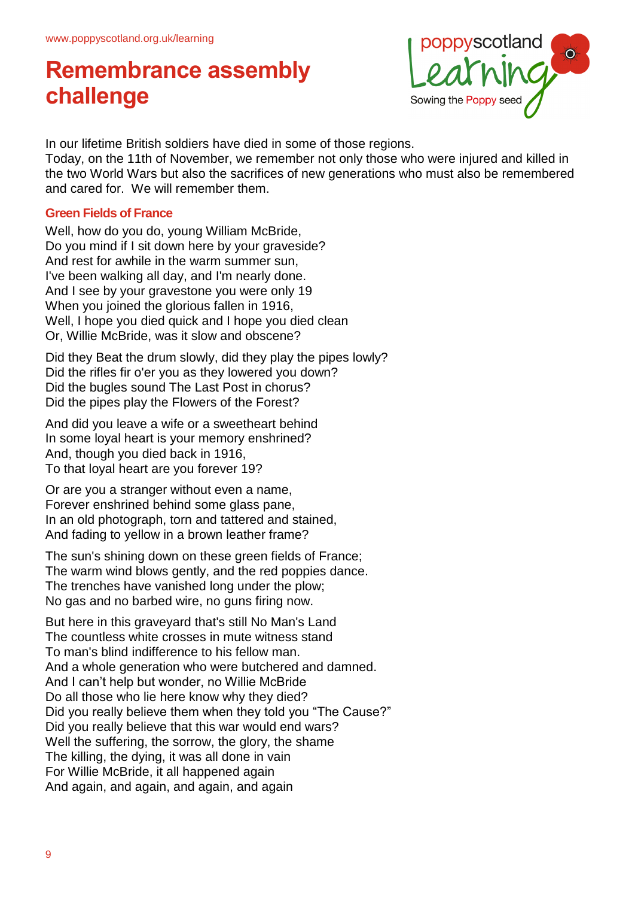# Remembrance assembly challenge

In our lifetime British soldiers have died in some of those regions.
Today, on the 11th of November, we remember not only those who were injured and killed in the two World Wars but also the sacrifices of new generations who must also be remembered and cared for. We will remember them.

### Green Fields of France

Well, how do you do, young William McBride,
Do you mind if I sit down here by your graveside?
And rest for awhile in the warm summer sun,
I've been walking all day, and I'm nearly done.
And I see by your gravestone you were only 19
When you joined the glorious fallen in 1916,
Well, I hope you died quick and I hope you died clean
Or, Willie McBride, was it slow and obscene?

Did they Beat the drum slowly, did they play the pipes lowly?
Did the rifles fir o'er you as they lowered you down?
Did the bugles sound The Last Post in chorus?
Did the pipes play the Flowers of the Forest?

And did you leave a wife or a sweetheart behind
In some loyal heart is your memory enshrined?
And, though you died back in 1916,
To that loyal heart are you forever 19?

Or are you a stranger without even a name,
Forever enshrined behind some glass pane,
In an old photograph, torn and tattered and stained,
And fading to yellow in a brown leather frame?

The sun's shining down on these green fields of France;
The warm wind blows gently, and the red poppies dance.
The trenches have vanished long under the plow;
No gas and no barbed wire, no guns firing now.

But here in this graveyard that's still No Man's Land
The countless white crosses in mute witness stand
To man's blind indifference to his fellow man.
And a whole generation who were butchered and damned.
And I can't help but wonder, no Willie McBride
Do all those who lie here know why they died?
Did you really believe them when they told you "The Cause?"
Did you really believe that this war would end wars?
Well the suffering, the sorrow, the glory, the shame
The killing, the dying, it was all done in vain
For Willie McBride, it all happened again
And again, and again, and again, and again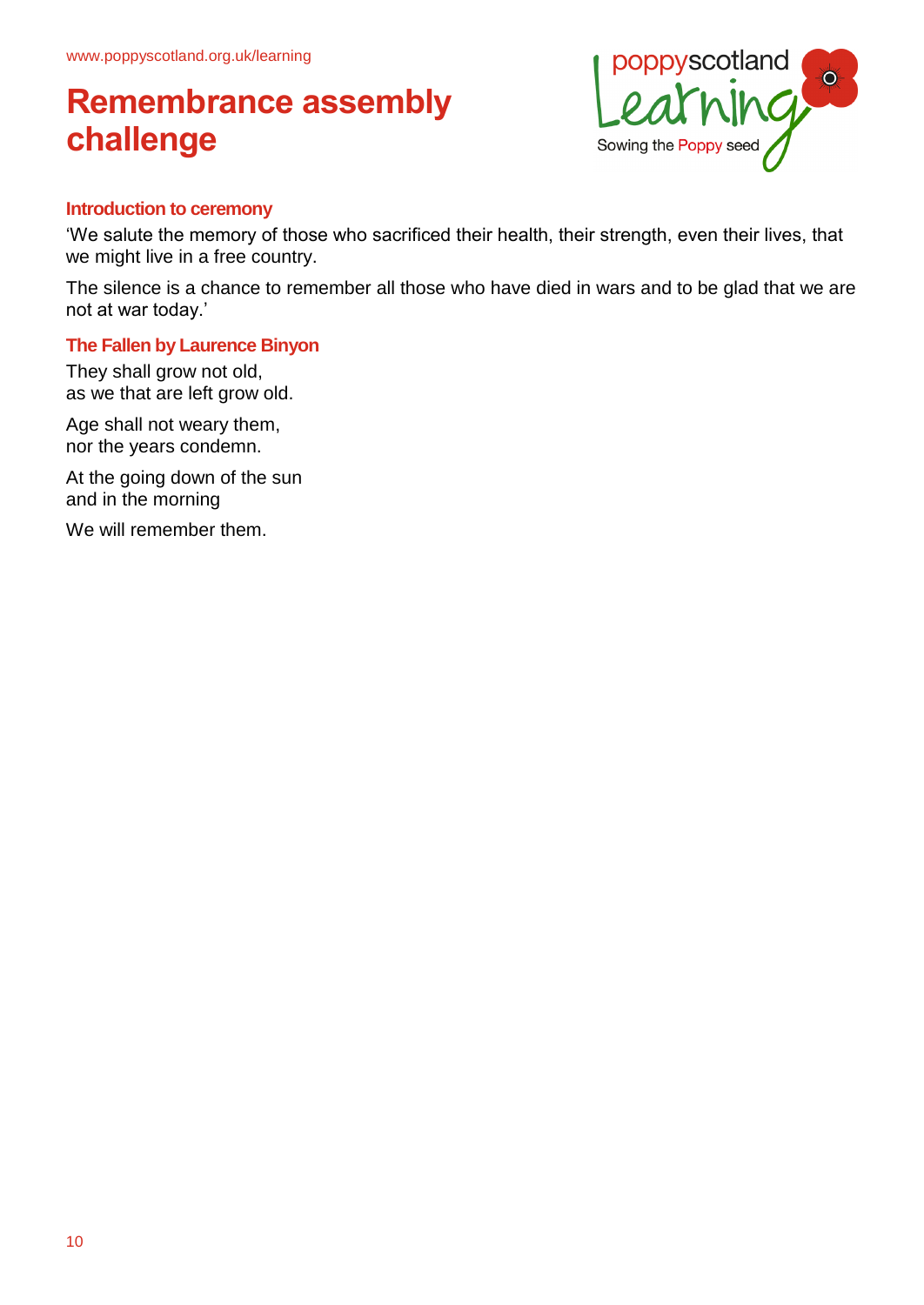# Remembrance assembly challenge

### Introduction to ceremony

'We salute the memory of those who sacrificed their health, their strength, even their lives, that we might live in a free country.

The silence is a chance to remember all those who have died in wars and to be glad that we are not at war today.'

### The Fallen by Laurence Binyon

They shall grow not old,
as we that are left grow old.

Age shall not weary them,
nor the years condemn.

At the going down of the sun
and in the morning

We will remember them.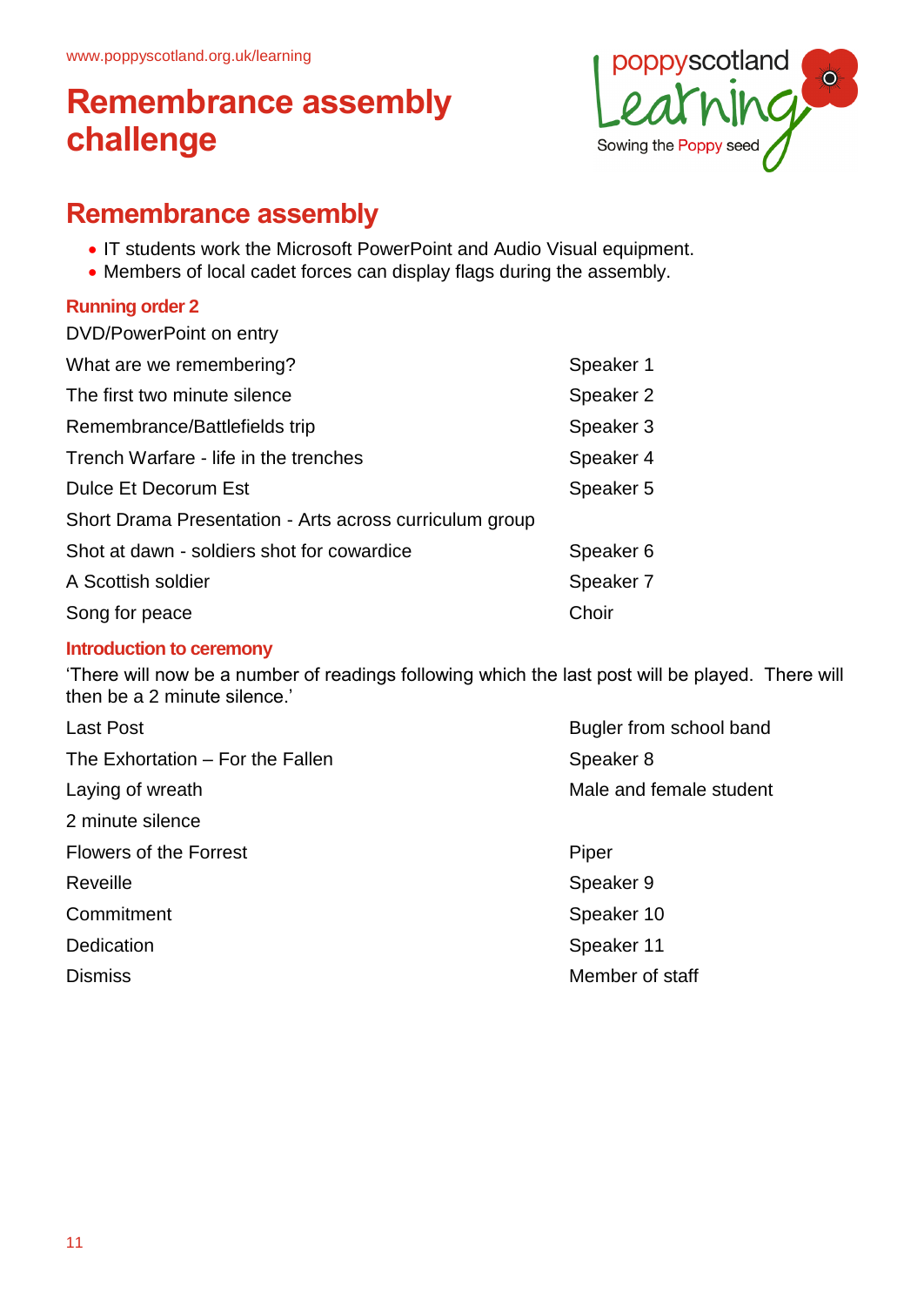# Remembrance assembly challenge

## Remembrance assembly

- IT students work the Microsoft PowerPoint and Audio Visual equipment.
- Members of local cadet forces can display flags during the assembly.

### Running order 2

| | |
|---|---|
| DVD/PowerPoint on entry | |
| What are we remembering? | Speaker 1 |
| The first two minute silence | Speaker 2 |
| Remembrance/Battlefields trip | Speaker 3 |
| Trench Warfare - life in the trenches | Speaker 4 |
| Dulce Et Decorum Est | Speaker 5 |
| Short Drama Presentation - Arts across curriculum group | |
| Shot at dawn - soldiers shot for cowardice | Speaker 6 |
| A Scottish soldier | Speaker 7 |
| Song for peace | Choir |

### Introduction to ceremony

'There will now be a number of readings following which the last post will be played. There will then be a 2 minute silence.'

| | |
|---|---|
| Last Post | Bugler from school band |
| The Exhortation – For the Fallen | Speaker 8 |
| Laying of wreath | Male and female student |
| 2 minute silence | |
| Flowers of the Forrest | Piper |
| Reveille | Speaker 9 |
| Commitment | Speaker 10 |
| Dedication | Speaker 11 |
| Dismiss | Member of staff |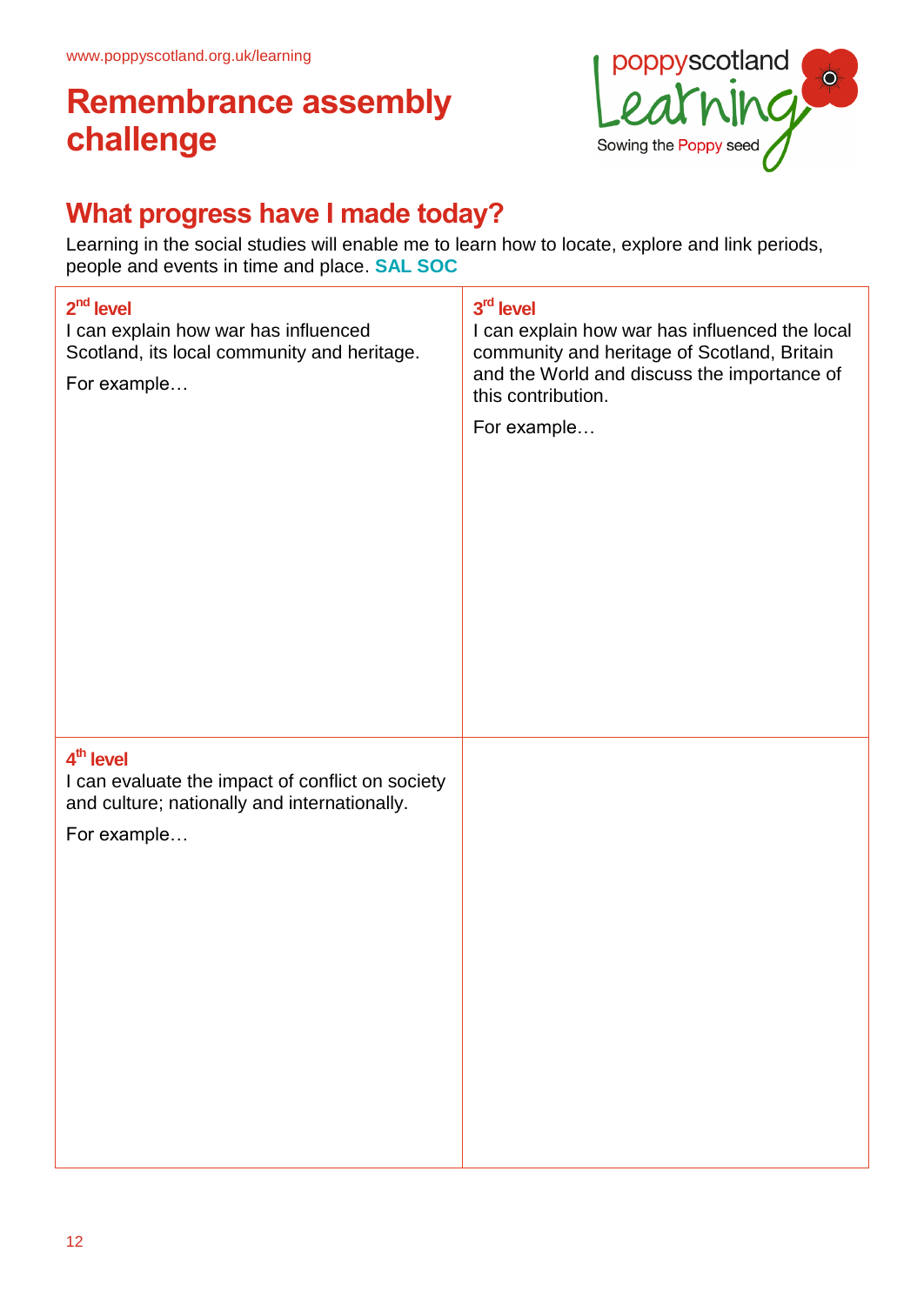www.poppyscotland.org.uk/learning

# Remembrance assembly challenge

## What progress have I made today?

Learning in the social studies will enable me to learn how to locate, explore and link periods, people and events in time and place. **SAL SOC**

| **2nd level**<br>I can explain how war has influenced Scotland, its local community and heritage.<br>For example… | **3rd level**<br>I can explain how war has influenced the local community and heritage of Scotland, Britain and the World and discuss the importance of this contribution.<br>For example… |
|---|---|
| **4th level**<br>I can evaluate the impact of conflict on society and culture; nationally and internationally.<br>For example… | |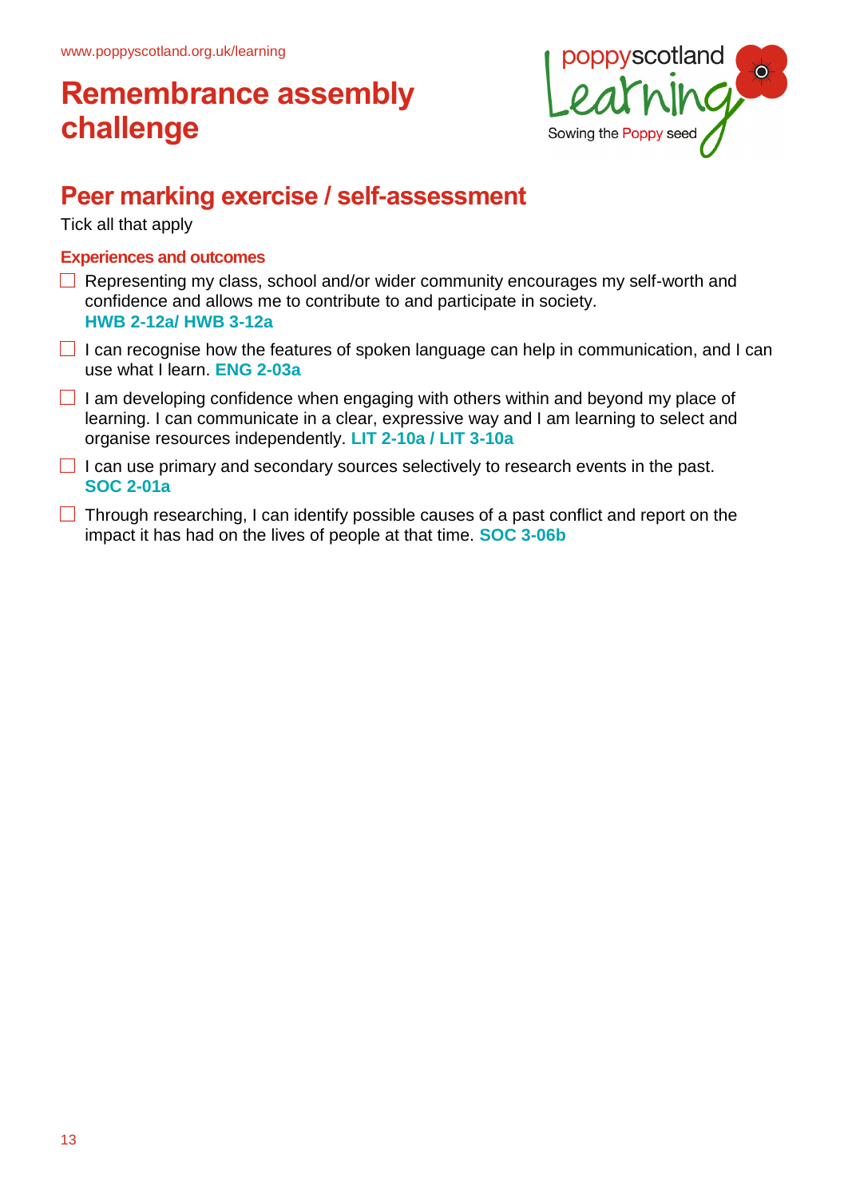www.poppyscotland.org.uk/learning

# Remembrance assembly challenge

## Peer marking exercise / self-assessment

Tick all that apply

### Experiences and outcomes

- ☐ Representing my class, school and/or wider community encourages my self-worth and confidence and allows me to contribute to and participate in society. **HWB 2-12a/ HWB 3-12a**
- ☐ I can recognise how the features of spoken language can help in communication, and I can use what I learn. **ENG 2-03a**
- ☐ I am developing confidence when engaging with others within and beyond my place of learning. I can communicate in a clear, expressive way and I am learning to select and organise resources independently. **LIT 2-10a / LIT 3-10a**
- ☐ I can use primary and secondary sources selectively to research events in the past. **SOC 2-01a**
- ☐ Through researching, I can identify possible causes of a past conflict and report on the impact it has had on the lives of people at that time. **SOC 3-06b**